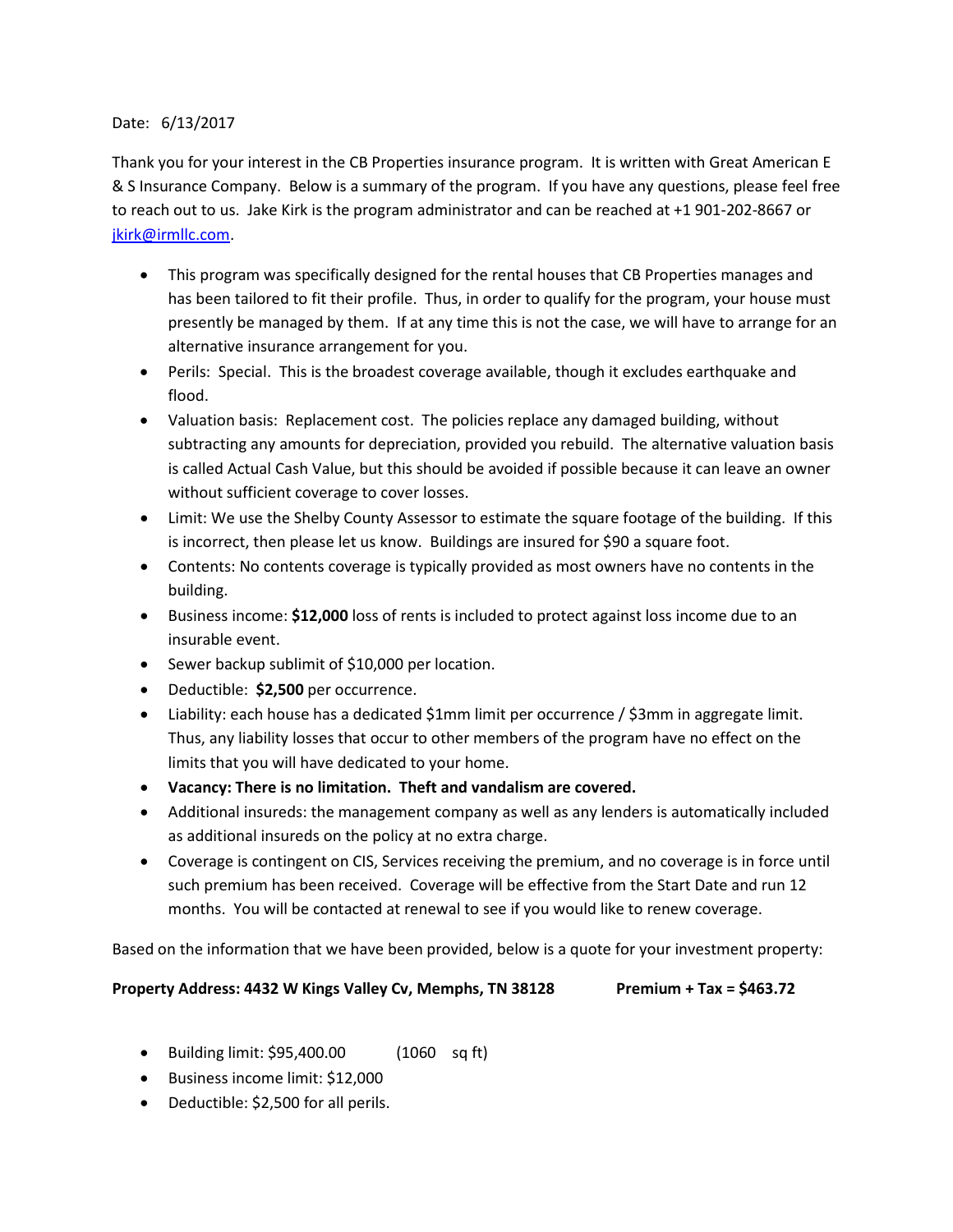Date: 6/13/2017

Thank you for your interest in the CB Properties insurance program. It is written with Great American E & S Insurance Company. Below is a summary of the program. If you have any questions, please feel free to reach out to us. Jake Kirk is the program administrator and can be reached at +1 901-202-8667 or jkirk@irmllc.com.

- This program was specifically designed for the rental houses that CB Properties manages and has been tailored to fit their profile. Thus, in order to qualify for the program, your house must presently be managed by them. If at any time this is not the case, we will have to arrange for an alternative insurance arrangement for you.
- Perils: Special. This is the broadest coverage available, though it excludes earthquake and flood.
- Valuation basis: Replacement cost. The policies replace any damaged building, without subtracting any amounts for depreciation, provided you rebuild. The alternative valuation basis is called Actual Cash Value, but this should be avoided if possible because it can leave an owner without sufficient coverage to cover losses.
- Limit: We use the Shelby County Assessor to estimate the square footage of the building. If this is incorrect, then please let us know. Buildings are insured for $90 a square foot.
- Contents: No contents coverage is typically provided as most owners have no contents in the building.
- Business income: **$12,000** loss of rents is included to protect against loss income due to an insurable event.
- Sewer backup sublimit of $10,000 per location.
- Deductible: **$2,500** per occurrence.
- Liability: each house has a dedicated $1mm limit per occurrence / $3mm in aggregate limit. Thus, any liability losses that occur to other members of the program have no effect on the limits that you will have dedicated to your home.
- **Vacancy: There is no limitation. Theft and vandalism are covered.**
- Additional insureds: the management company as well as any lenders is automatically included as additional insureds on the policy at no extra charge.
- Coverage is contingent on CIS, Services receiving the premium, and no coverage is in force until such premium has been received. Coverage will be effective from the Start Date and run 12 months. You will be contacted at renewal to see if you would like to renew coverage.

Based on the information that we have been provided, below is a quote for your investment property:

**Property Address: 4432 W Kings Valley Cv, Memphs, TN 38128 Premium + Tax = $463.72**

- Building limit: $95,400.00 (1060 sq ft)
- Business income limit: $12,000
- Deductible: $2,500 for all perils.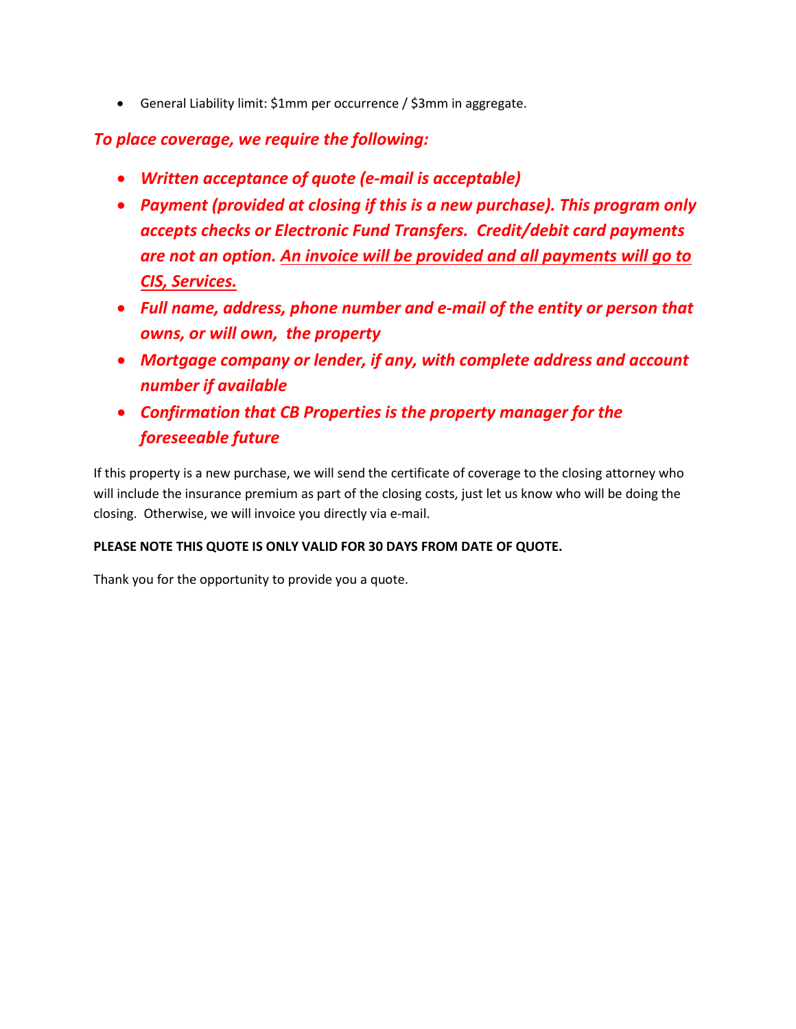- General Liability limit: $1mm per occurrence / $3mm in aggregate.

***To place coverage, we require the following:***

- ***Written acceptance of quote (e-mail is acceptable)***
- ***Payment (provided at closing if this is a new purchase). This program only accepts checks or Electronic Fund Transfers. Credit/debit card payments are not an option. <u>An invoice will be provided and all payments will go to CIS, Services.</u>***
- ***Full name, address, phone number and e-mail of the entity or person that owns, or will own, the property***
- ***Mortgage company or lender, if any, with complete address and account number if available***
- ***Confirmation that CB Properties is the property manager for the foreseeable future***

If this property is a new purchase, we will send the certificate of coverage to the closing attorney who will include the insurance premium as part of the closing costs, just let us know who will be doing the closing. Otherwise, we will invoice you directly via e-mail.

**PLEASE NOTE THIS QUOTE IS ONLY VALID FOR 30 DAYS FROM DATE OF QUOTE.**

Thank you for the opportunity to provide you a quote.